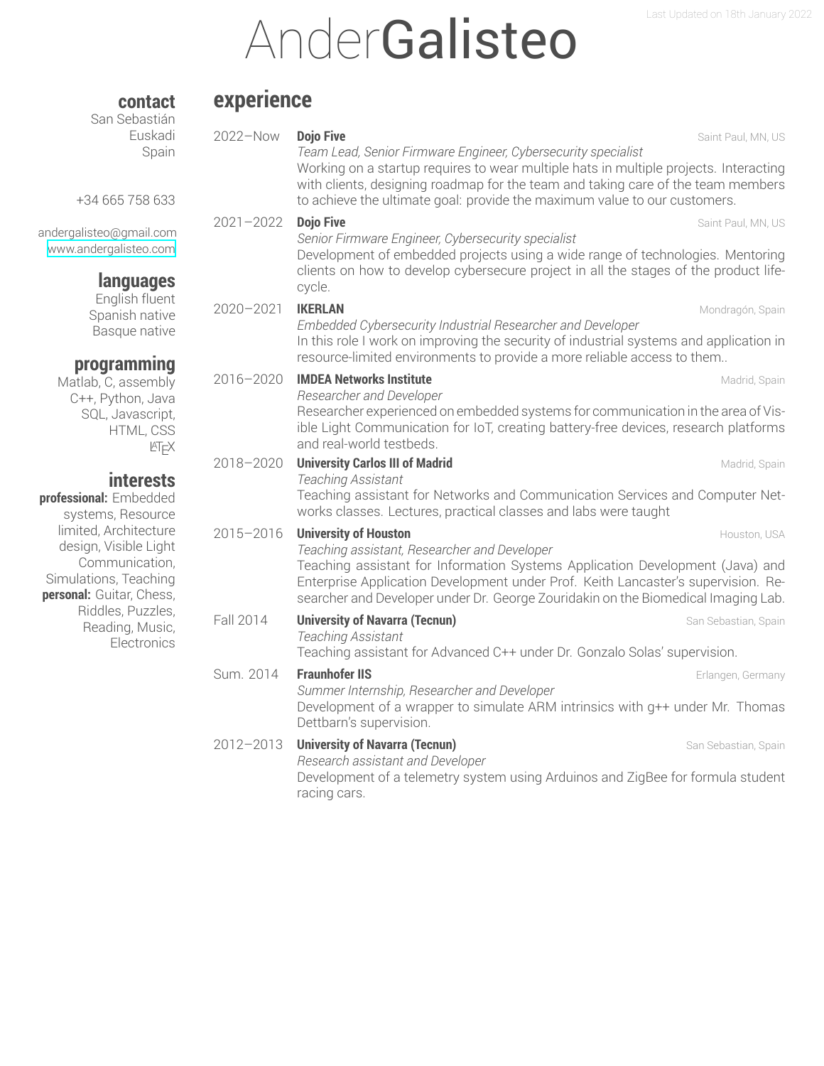Last Updated on 18th January 2022

# Ander**Galisteo**

## contact

San Sebastián
Euskadi
Spain

+34 665 758 633

andergalisteo@gmail.com
www.andergalisteo.com

## languages

English fluent
Spanish native
Basque native

## programming

Matlab, C, assembly
C++, Python, Java
SQL, Javascript,
HTML, CSS
LaTeX

## interests

**professional:** Embedded systems, Resource limited, Architecture design, Visible Light Communication, Simulations, Teaching

**personal:** Guitar, Chess, Riddles, Puzzles, Reading, Music, Electronics

## experience

**2022–Now** — **Dojo Five** — Saint Paul, MN, US
*Team Lead, Senior Firmware Engineer, Cybersecurity specialist*
Working on a startup requires to wear multiple hats in multiple projects. Interacting with clients, designing roadmap for the team and taking care of the team members to achieve the ultimate goal: provide the maximum value to our customers.

**2021–2022** — **Dojo Five** — Saint Paul, MN, US
*Senior Firmware Engineer, Cybersecurity specialist*
Development of embedded projects using a wide range of technologies. Mentoring clients on how to develop cybersecure project in all the stages of the product life-cycle.

**2020–2021** — **IKERLAN** — Mondragón, Spain
*Embedded Cybersecurity Industrial Researcher and Developer*
In this role I work on improving the security of industrial systems and application in resource-limited environments to provide a more reliable access to them..

**2016–2020** — **IMDEA Networks Institute** — Madrid, Spain
*Researcher and Developer*
Researcher experienced on embedded systems for communication in the area of Visible Light Communication for IoT, creating battery-free devices, research platforms and real-world testbeds.

**2018–2020** — **University Carlos III of Madrid** — Madrid, Spain
*Teaching Assistant*
Teaching assistant for Networks and Communication Services and Computer Networks classes. Lectures, practical classes and labs were taught

**2015–2016** — **University of Houston** — Houston, USA
*Teaching assistant, Researcher and Developer*
Teaching assistant for Information Systems Application Development (Java) and Enterprise Application Development under Prof. Keith Lancaster's supervision. Researcher and Developer under Dr. George Zouridakin on the Biomedical Imaging Lab.

**Fall 2014** — **University of Navarra (Tecnun)** — San Sebastian, Spain
*Teaching Assistant*
Teaching assistant for Advanced C++ under Dr. Gonzalo Solas' supervision.

**Sum. 2014** — **Fraunhofer IIS** — Erlangen, Germany
*Summer Internship, Researcher and Developer*
Development of a wrapper to simulate ARM intrinsics with g++ under Mr. Thomas Dettbarn's supervision.

**2012–2013** — **University of Navarra (Tecnun)** — San Sebastian, Spain
*Research assistant and Developer*
Development of a telemetry system using Arduinos and ZigBee for formula student racing cars.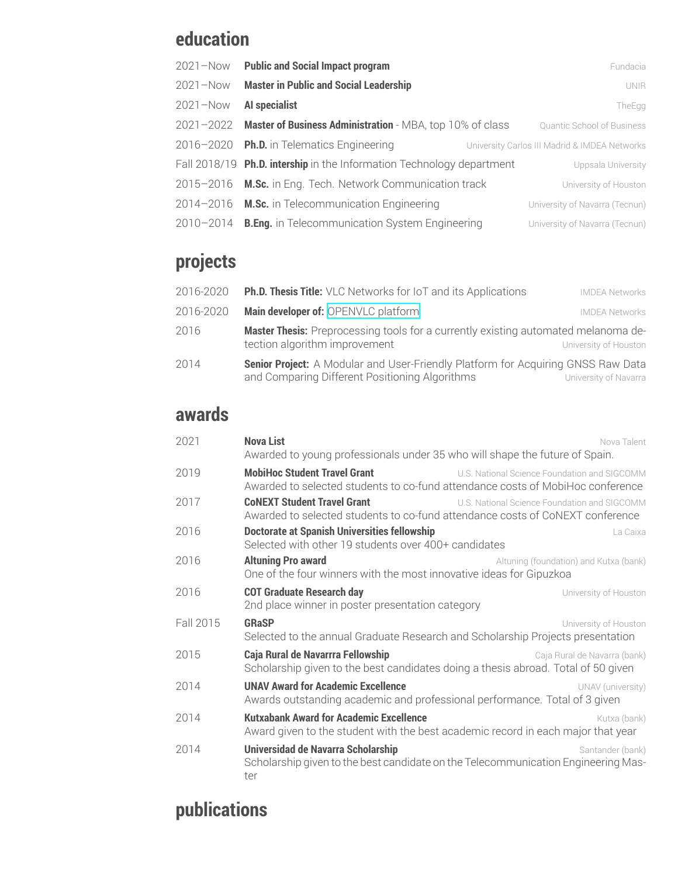## education

| | | |
|---|---|---|
| 2021–Now | **Public and Social Impact program** | Fundacia |
| 2021–Now | **Master in Public and Social Leadership** | UNIR |
| 2021–Now | **AI specialist** | TheEgg |
| 2021–2022 | **Master of Business Administration** - MBA, top 10% of class | Quantic School of Business |
| 2016–2020 | **Ph.D.** in Telematics Engineering | University Carlos III Madrid & IMDEA Networks |
| Fall 2018/19 | **Ph.D. intership** in the Information Technology department | Uppsala University |
| 2015–2016 | **M.Sc.** in Eng. Tech. Network Communication track | University of Houston |
| 2014–2016 | **M.Sc.** in Telecommunication Engineering | University of Navarra (Tecnun) |
| 2010–2014 | **B.Eng.** in Telecommunication System Engineering | University of Navarra (Tecnun) |

## projects

| | | |
|---|---|---|
| 2016-2020 | **Ph.D. Thesis Title:** VLC Networks for IoT and its Applications | IMDEA Networks |
| 2016-2020 | **Main developer of:** OPENVLC platform | IMDEA Networks |
| 2016 | **Master Thesis:** Preprocessing tools for a currently existing automated melanoma detection algorithm improvement | University of Houston |
| 2014 | **Senior Project:** A Modular and User-Friendly Platform for Acquiring GNSS Raw Data and Comparing Different Positioning Algorithms | University of Navarra |

## awards

| | | |
|---|---|---|
| 2021 | **Nova List**<br>Awarded to young professionals under 35 who will shape the future of Spain. | Nova Talent |
| 2019 | **MobiHoc Student Travel Grant**<br>Awarded to selected students to co-fund attendance costs of MobiHoc conference | U.S. National Science Foundation and SIGCOMM |
| 2017 | **CoNEXT Student Travel Grant**<br>Awarded to selected students to co-fund attendance costs of CoNEXT conference | U.S. National Science Foundation and SIGCOMM |
| 2016 | **Doctorate at Spanish Universities fellowship**<br>Selected with other 19 students over 400+ candidates | La Caixa |
| 2016 | **Altuning Pro award**<br>One of the four winners with the most innovative ideas for Gipuzkoa | Altuning (foundation) and Kutxa (bank) |
| 2016 | **COT Graduate Research day**<br>2nd place winner in poster presentation category | University of Houston |
| Fall 2015 | **GRaSP**<br>Selected to the annual Graduate Research and Scholarship Projects presentation | University of Houston |
| 2015 | **Caja Rural de Navarrra Fellowship**<br>Scholarship given to the best candidates doing a thesis abroad. Total of 50 given | Caja Rural de Navarra (bank) |
| 2014 | **UNAV Award for Academic Excellence**<br>Awards outstanding academic and professional performance. Total of 3 given | UNAV (university) |
| 2014 | **Kutxabank Award for Academic Excellence**<br>Award given to the student with the best academic record in each major that year | Kutxa (bank) |
| 2014 | **Universidad de Navarra Scholarship**<br>Scholarship given to the best candidate on the Telecommunication Engineering Master | Santander (bank) |

## publications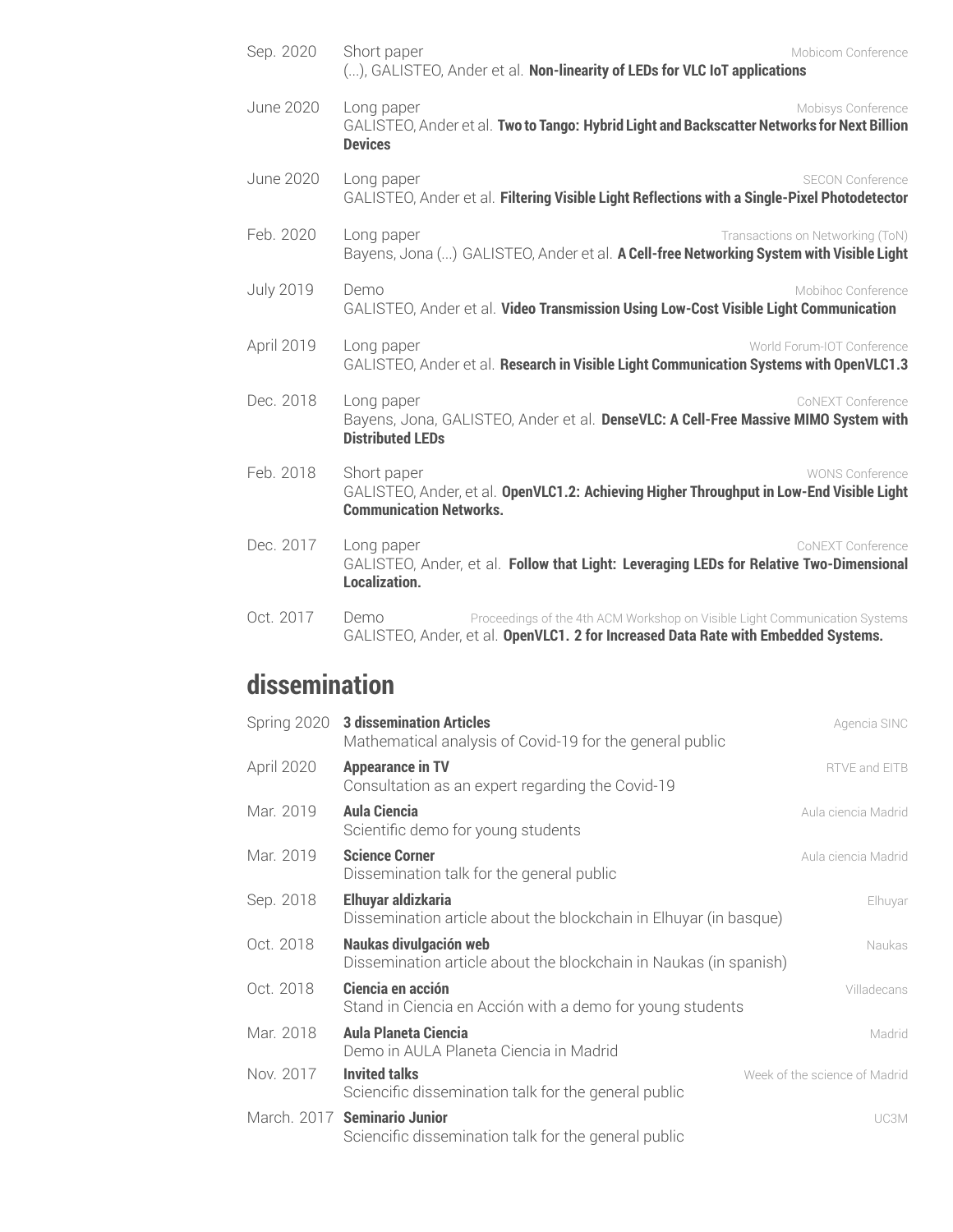Sep. 2020 — Short paper — *Mobicom Conference*
(...), GALISTEO, Ander et al. **Non-linearity of LEDs for VLC IoT applications**

June 2020 — Long paper — *Mobisys Conference*
GALISTEO, Ander et al. **Two to Tango: Hybrid Light and Backscatter Networks for Next Billion Devices**

June 2020 — Long paper — *SECON Conference*
GALISTEO, Ander et al. **Filtering Visible Light Reflections with a Single-Pixel Photodetector**

Feb. 2020 — Long paper — *Transactions on Networking (ToN)*
Bayens, Jona (...) GALISTEO, Ander et al. **A Cell-free Networking System with Visible Light**

July 2019 — Demo — *Mobihoc Conference*
GALISTEO, Ander et al. **Video Transmission Using Low-Cost Visible Light Communication**

April 2019 — Long paper — *World Forum-IOT Conference*
GALISTEO, Ander et al. **Research in Visible Light Communication Systems with OpenVLC1.3**

Dec. 2018 — Long paper — *CoNEXT Conference*
Bayens, Jona, GALISTEO, Ander et al. **DenseVLC: A Cell-Free Massive MIMO System with Distributed LEDs**

Feb. 2018 — Short paper — *WONS Conference*
GALISTEO, Ander, et al. **OpenVLC1.2: Achieving Higher Throughput in Low-End Visible Light Communication Networks.**

Dec. 2017 — Long paper — *CoNEXT Conference*
GALISTEO, Ander, et al. **Follow that Light: Leveraging LEDs for Relative Two-Dimensional Localization.**

Oct. 2017 — Demo — *Proceedings of the 4th ACM Workshop on Visible Light Communication Systems*
GALISTEO, Ander, et al. **OpenVLC1. 2 for Increased Data Rate with Embedded Systems.**

## dissemination

Spring 2020 — **3 dissemination Articles** — *Agencia SINC*
Mathematical analysis of Covid-19 for the general public

April 2020 — **Appearance in TV** — *RTVE and EITB*
Consultation as an expert regarding the Covid-19

Mar. 2019 — **Aula Ciencia** — *Aula ciencia Madrid*
Scientific demo for young students

Mar. 2019 — **Science Corner** — *Aula ciencia Madrid*
Dissemination talk for the general public

Sep. 2018 — **Elhuyar aldizkaria** — *Elhuyar*
Dissemination article about the blockchain in Elhuyar (in basque)

Oct. 2018 — **Naukas divulgación web** — *Naukas*
Dissemination article about the blockchain in Naukas (in spanish)

Oct. 2018 — **Ciencia en acción** — *Villadecans*
Stand in Ciencia en Acción with a demo for young students

Mar. 2018 — **Aula Planeta Ciencia** — *Madrid*
Demo in AULA Planeta Ciencia in Madrid

Nov. 2017 — **Invited talks** — *Week of the science of Madrid*
Sciencific dissemination talk for the general public

March. 2017 — **Seminario Junior** — *UC3M*
Sciencific dissemination talk for the general public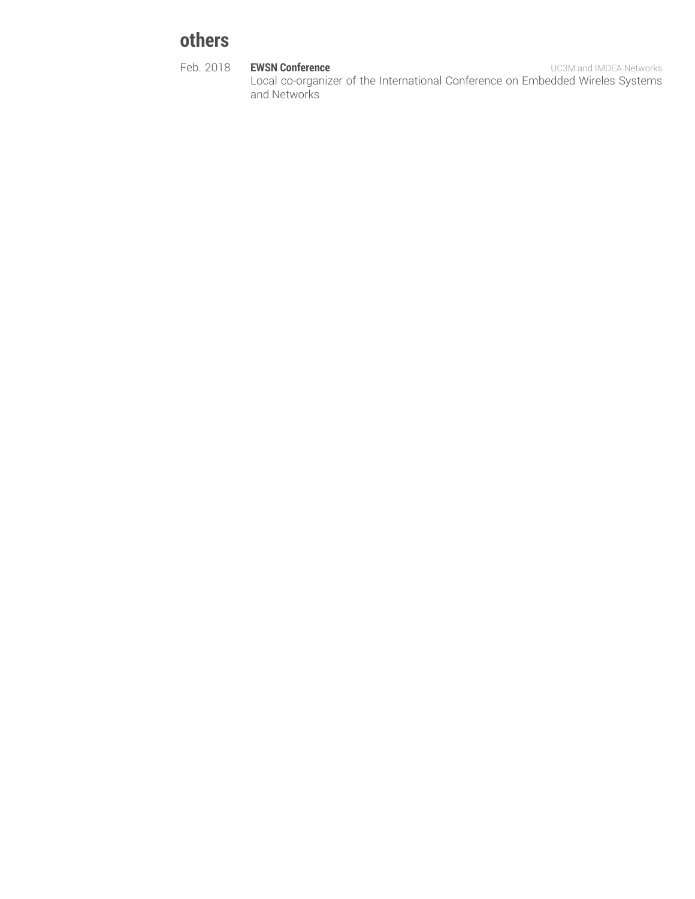## others

Feb. 2018 **EWSN Conference** UC3M and IMDEA Networks
Local co-organizer of the International Conference on Embedded Wireles Systems and Networks